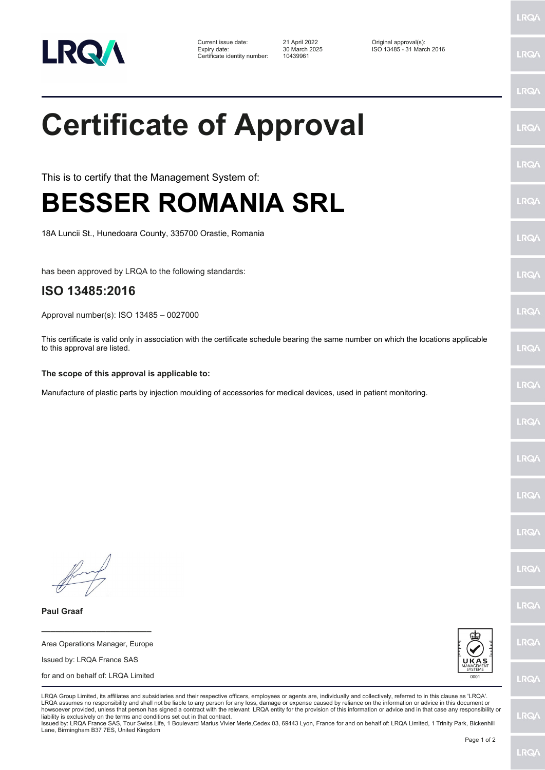| | | |
|---|---|---|
| Current issue date: | 21 April 2022 | Original approval(s): |
| Expiry date: | 30 March 2025 | ISO 13485 - 31 March 2016 |
| Certificate identity number: | 10439961 | |

# Certificate of Approval

This is to certify that the Management System of:

# BESSER ROMANIA SRL

18A Luncii St., Hunedoara County, 335700 Orastie, Romania

has been approved by LRQA to the following standards:

## ISO 13485:2016

Approval number(s): ISO 13485 – 0027000

This certificate is valid only in association with the certificate schedule bearing the same number on which the locations applicable to this approval are listed.

**The scope of this approval is applicable to:**

Manufacture of plastic parts by injection moulding of accessories for medical devices, used in patient monitoring.

**Paul Graaf**

Area Operations Manager, Europe

Issued by: LRQA France SAS

for and on behalf of: LRQA Limited

LRQA Group Limited, its affiliates and subsidiaries and their respective officers, employees or agents are, individually and collectively, referred to in this clause as 'LRQA'. LRQA assumes no responsibility and shall not be liable to any person for any loss, damage or expense caused by reliance on the information or advice in this document or howsoever provided, unless that person has signed a contract with the relevant LRQA entity for the provision of this information or advice and in that case any responsibility or liability is exclusively on the terms and conditions set out in that contract.
Issued by: LRQA France SAS, Tour Swiss Life, 1 Boulevard Marius Vivier Merle,Cedex 03, 69443 Lyon, France for and on behalf of: LRQA Limited, 1 Trinity Park, Bickenhill Lane, Birmingham B37 7ES, United Kingdom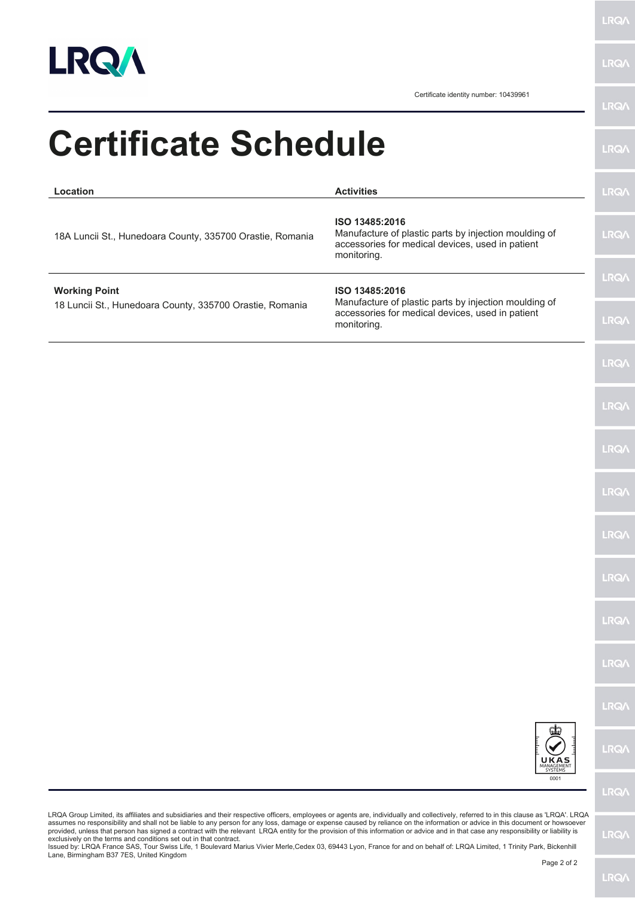Certificate identity number: 10439961

# Certificate Schedule

| Location | Activities |
|---|---|
| 18A Luncii St., Hunedoara County, 335700 Orastie, Romania | **ISO 13485:2016**<br>Manufacture of plastic parts by injection moulding of accessories for medical devices, used in patient monitoring. |
| **Working Point**<br>18 Luncii St., Hunedoara County, 335700 Orastie, Romania | **ISO 13485:2016**<br>Manufacture of plastic parts by injection moulding of accessories for medical devices, used in patient monitoring. |

LRQA Group Limited, its affiliates and subsidiaries and their respective officers, employees or agents are, individually and collectively, referred to in this clause as 'LRQA'. LRQA assumes no responsibility and shall not be liable to any person for any loss, damage or expense caused by reliance on the information or advice in this document or howsoever provided, unless that person has signed a contract with the relevant LRQA entity for the provision of this information or advice and in that case any responsibility or liability is exclusively on the terms and conditions set out in that contract.
Issued by: LRQA France SAS, Tour Swiss Life, 1 Boulevard Marius Vivier Merle,Cedex 03, 69443 Lyon, France for and on behalf of: LRQA Limited, 1 Trinity Park, Bickenhill Lane, Birmingham B37 7ES, United Kingdom